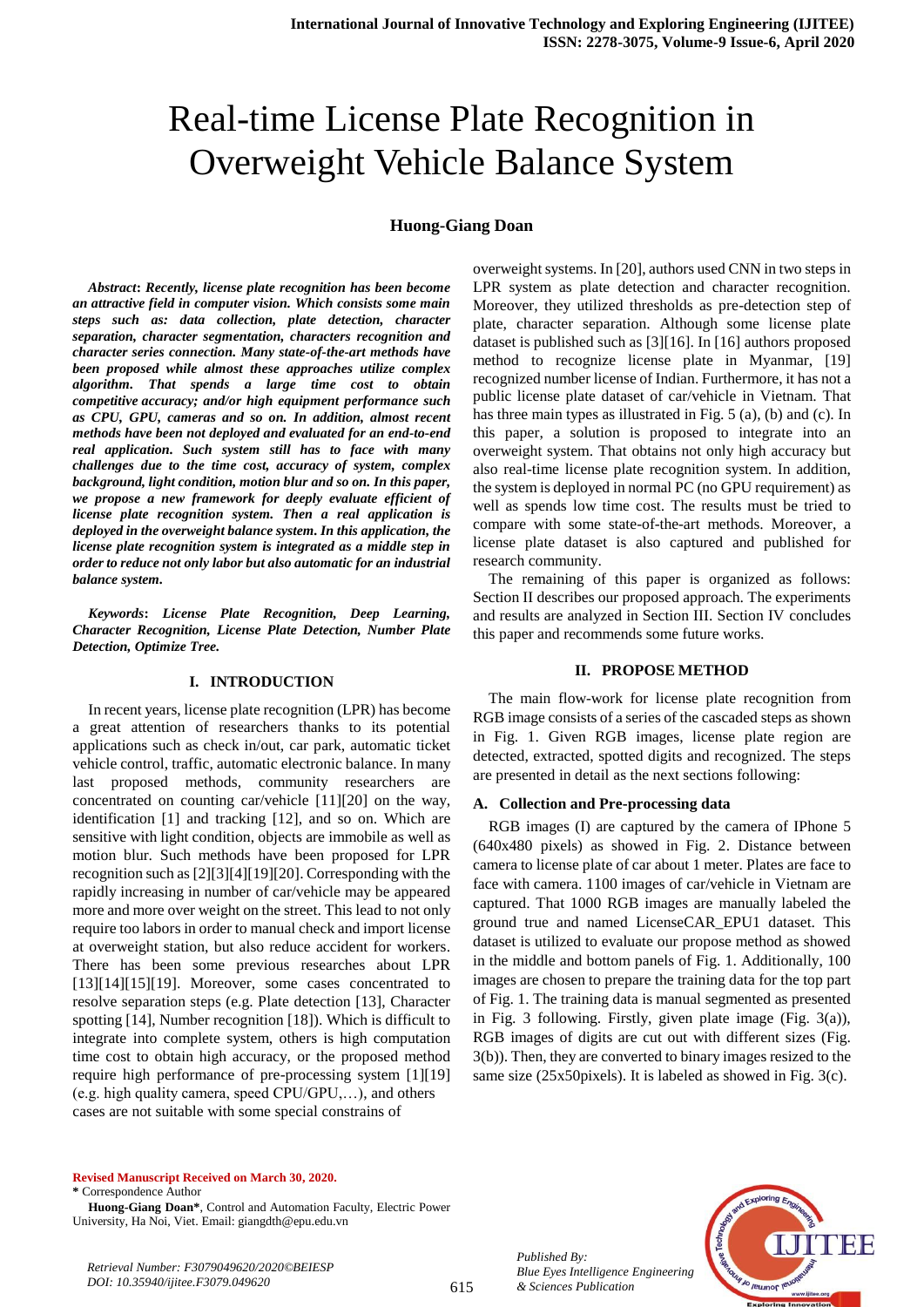# Real-time License Plate Recognition in Overweight Vehicle Balance System

**Huong-Giang Doan**

***Abstract*: Recently, license plate recognition has been become an attractive field in computer vision. Which consists some main steps such as: data collection, plate detection, character separation, character segmentation, characters recognition and character series connection. Many state-of-the-art methods have been proposed while almost these approaches utilize complex algorithm. That spends a large time cost to obtain competitive accuracy; and/or high equipment performance such as CPU, GPU, cameras and so on. In addition, almost recent methods have been not deployed and evaluated for an end-to-end real application. Such system still has to face with many challenges due to the time cost, accuracy of system, complex background, light condition, motion blur and so on. In this paper, we propose a new framework for deeply evaluate efficient of license plate recognition system. Then a real application is deployed in the overweight balance system. In this application, the license plate recognition system is integrated as a middle step in order to reduce not only labor but also automatic for an industrial balance system.***

***Keywords*: License Plate Recognition, Deep Learning, Character Recognition, License Plate Detection, Number Plate Detection, Optimize Tree.**

## I. INTRODUCTION

In recent years, license plate recognition (LPR) has become a great attention of researchers thanks to its potential applications such as check in/out, car park, automatic ticket vehicle control, traffic, automatic electronic balance. In many last proposed methods, community researchers are concentrated on counting car/vehicle [11][20] on the way, identification [1] and tracking [12], and so on. Which are sensitive with light condition, objects are immobile as well as motion blur. Such methods have been proposed for LPR recognition such as [2][3][4][19][20]. Corresponding with the rapidly increasing in number of car/vehicle may be appeared more and more over weight on the street. This lead to not only require too labors in order to manual check and import license at overweight station, but also reduce accident for workers. There has been some previous researches about LPR [13][14][15][19]. Moreover, some cases concentrated to resolve separation steps (e.g. Plate detection [13], Character spotting [14], Number recognition [18]). Which is difficult to integrate into complete system, others is high computation time cost to obtain high accuracy, or the proposed method require high performance of pre-processing system [1][19] (e.g. high quality camera, speed CPU/GPU,…), and others cases are not suitable with some special constrains of overweight systems. In [20], authors used CNN in two steps in LPR system as plate detection and character recognition. Moreover, they utilized thresholds as pre-detection step of plate, character separation. Although some license plate dataset is published such as [3][16]. In [16] authors proposed method to recognize license plate in Myanmar, [19] recognized number license of Indian. Furthermore, it has not a public license plate dataset of car/vehicle in Vietnam. That has three main types as illustrated in Fig. 5 (a), (b) and (c). In this paper, a solution is proposed to integrate into an overweight system. That obtains not only high accuracy but also real-time license plate recognition system. In addition, the system is deployed in normal PC (no GPU requirement) as well as spends low time cost. The results must be tried to compare with some state-of-the-art methods. Moreover, a license plate dataset is also captured and published for research community.

The remaining of this paper is organized as follows: Section II describes our proposed approach. The experiments and results are analyzed in Section III. Section IV concludes this paper and recommends some future works.

## II. PROPOSE METHOD

The main flow-work for license plate recognition from RGB image consists of a series of the cascaded steps as shown in Fig. 1. Given RGB images, license plate region are detected, extracted, spotted digits and recognized. The steps are presented in detail as the next sections following:

### A. Collection and Pre-processing data

RGB images (I) are captured by the camera of IPhone 5 (640x480 pixels) as showed in Fig. 2. Distance between camera to license plate of car about 1 meter. Plates are face to face with camera. 1100 images of car/vehicle in Vietnam are captured. That 1000 RGB images are manually labeled the ground true and named LicenseCAR_EPU1 dataset. This dataset is utilized to evaluate our propose method as showed in the middle and bottom panels of Fig. 1. Additionally, 100 images are chosen to prepare the training data for the top part of Fig. 1. The training data is manual segmented as presented in Fig. 3 following. Firstly, given plate image (Fig. 3(a)), RGB images of digits are cut out with different sizes (Fig. 3(b)). Then, they are converted to binary images resized to the same size (25x50pixels). It is labeled as showed in Fig. 3(c).

**Revised Manuscript Received on March 30, 2020.**

**\*** Correspondence Author

**Huong-Giang Doan\***, Control and Automation Faculty, Electric Power University, Ha Noi, Viet. Email: giangdth@epu.edu.vn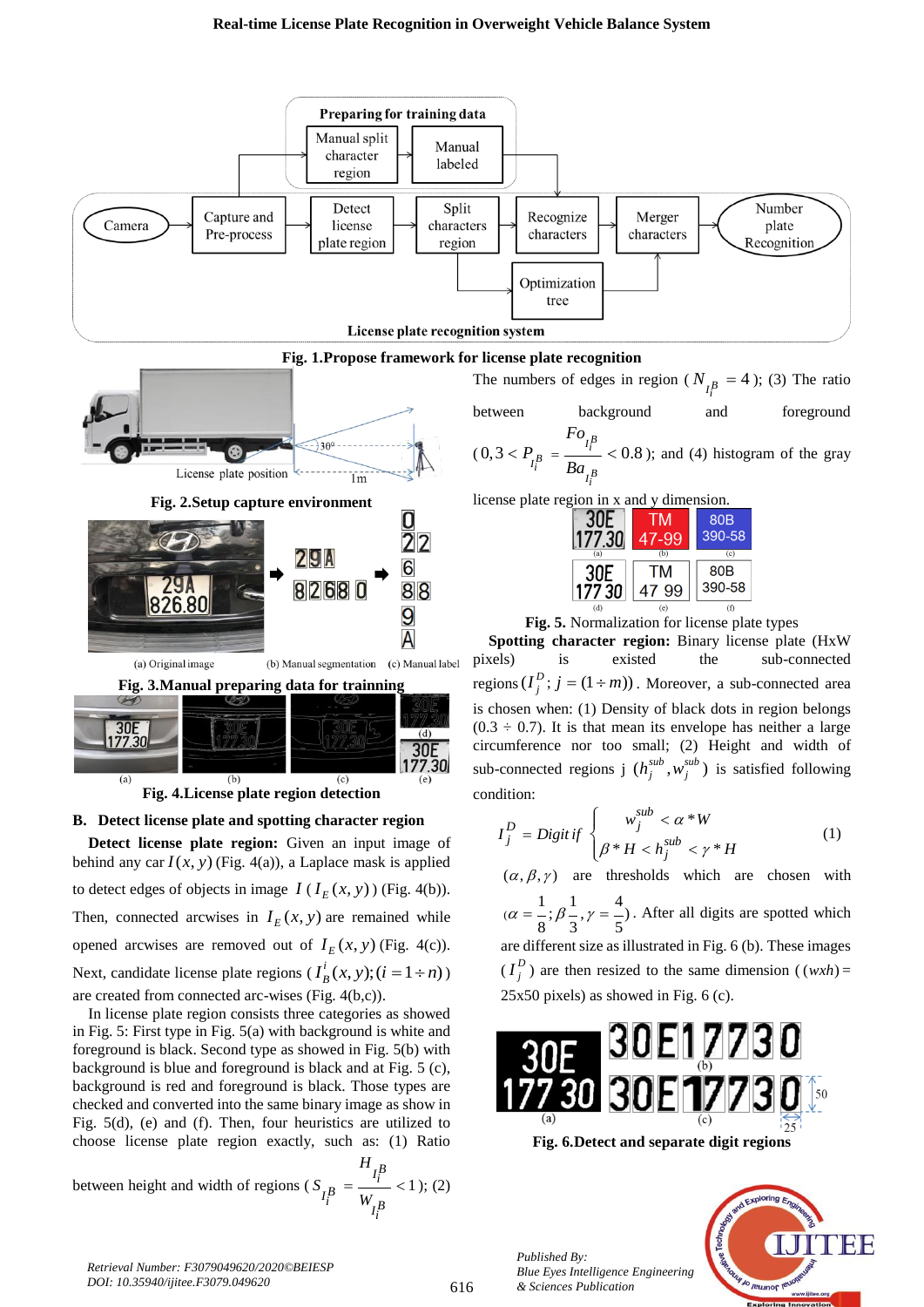Fig. 1.Propose framework for license plate recognition

Fig. 2.Setup capture environment

Fig. 3.Manual preparing data for trainning

Fig. 4.License plate region detection

## B. Detect license plate and spotting character region

**Detect license plate region:** Given an input image of behind any car $I(x,y)$ (Fig. 4(a)), a Laplace mask is applied to detect edges of objects in image $I\,(I_E(x,y))$ (Fig. 4(b)). Then, connected arcwises in $I_E(x,y)$ are remained while opened arcwises are removed out of $I_E(x,y)$ (Fig. 4(c)). Next, candidate license plate regions ($I_B^i(x,y); (i=1 \div n)$) are created from connected arc-wises (Fig. 4(b,c)).

In license plate region consists three categories as showed in Fig. 5: First type in Fig. 5(a) with background is white and foreground is black. Second type as showed in Fig. 5(b) with background is blue and foreground is black and at Fig. 5 (c), background is red and foreground is black. Those types are checked and converted into the same binary image as show in Fig. 5(d), (e) and (f). Then, four heuristics are utilized to choose license plate region exactly, such as: (1) Ratio between height and width of regions ($S_{I_i^B} = \frac{H_{I_i^B}}{W_{I_i^B}} < 1$); (2) The numbers of edges in region ($N_{I_i^B} = 4$); (3) The ratio between background and foreground ($0,3 < P_{I_i^B} = \frac{Fo_{I_i^B}}{Ba_{I_i^B}} < 0.8$); and (4) histogram of the gray license plate region in x and y dimension.

Fig. 5. Normalization for license plate types

**Spotting character region:** Binary license plate (HxW pixels) is existed the sub-connected regions $(I_j^D; j=(1 \div m))$. Moreover, a sub-connected area is chosen when: (1) Density of black dots in region belongs $(0.3 \div 0.7)$. It is that mean its envelope has neither a large circumference nor too small; (2) Height and width of sub-connected regions j $(h_j^{sub}, w_j^{sub})$ is satisfied following condition:

$$I_j^D = Digit\ if \begin{cases} w_j^{sub} < \alpha * W \\ \beta * H < h_j^{sub} < \gamma * H \end{cases} \quad (1)$$

$(\alpha, \beta, \gamma)$ are thresholds which are chosen with $(\alpha = \frac{1}{8}; \beta = \frac{1}{3}, \gamma = \frac{4}{5})$. After all digits are spotted which are different size as illustrated in Fig. 6 (b). These images $(I_j^D)$ are then resized to the same dimension ($(wxh)$ = 25x50 pixels) as showed in Fig. 6 (c).

Fig. 6.Detect and separate digit regions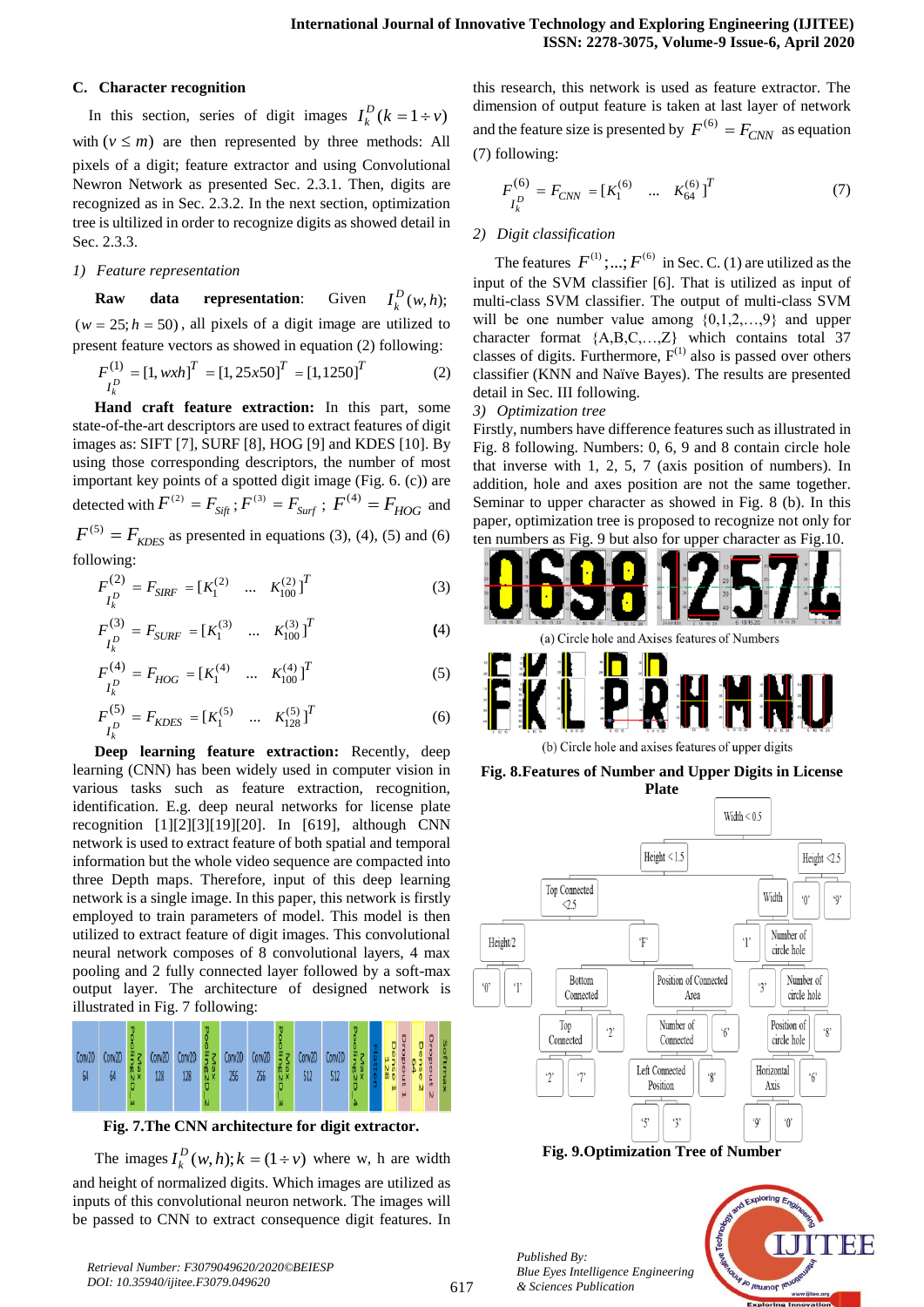### C. Character recognition

In this section, series of digit images $I_k^D(k = 1 \div v)$ with $(v \leq m)$ are then represented by three methods: All pixels of a digit; feature extractor and using Convolutional Newron Network as presented Sec. 2.3.1. Then, digits are recognized as in Sec. 2.3.2. In the next section, optimization tree is ultilized in order to recognize digits as showed detail in Sec. 2.3.3.

#### 1) Feature representation

**Raw data representation**: Given $I_k^D(w,h)$; $(w = 25; h = 50)$, all pixels of a digit image are utilized to present feature vectors as showed in equation (2) following:

$$F_{I_k^D}^{(1)} = [1, wxh]^T = [1, 25x50]^T = [1,1250]^T \tag{2}$$

**Hand craft feature extraction:** In this part, some state-of-the-art descriptors are used to extract features of digit images as: SIFT [7], SURF [8], HOG [9] and KDES [10]. By using those corresponding descriptors, the number of most important key points of a spotted digit image (Fig. 6. (c)) are detected with $F^{(2)} = F_{Sift}$; $F^{(3)} = F_{Surf}$; $F^{(4)} = F_{HOG}$ and $F^{(5)} = F_{KDES}$ as presented in equations (3), (4), (5) and (6) following:

$$F_{I_k^D}^{(2)} = F_{SIRF} = [K_1^{(2)} \quad \ldots \quad K_{100}^{(2)}]^T \tag{3}$$

$$F_{I_k^D}^{(3)} = F_{SURF} = [K_1^{(3)} \quad \ldots \quad K_{100}^{(3)}]^T \tag{4}$$

$$F_{I_k^D}^{(4)} = F_{HOG} = [K_1^{(4)} \quad \ldots \quad K_{100}^{(4)}]^T \tag{5}$$

$$F_{I_k^D}^{(5)} = F_{KDES} = [K_1^{(5)} \quad \ldots \quad K_{128}^{(5)}]^T \tag{6}$$

**Deep learning feature extraction:** Recently, deep learning (CNN) has been widely used in computer vision in various tasks such as feature extraction, recognition, identification. E.g. deep neural networks for license plate recognition [1][2][3][19][20]. In [619], although CNN network is used to extract feature of both spatial and temporal information but the whole video sequence are compacted into three Depth maps. Therefore, input of this deep learning network is a single image. In this paper, this network is firstly employed to train parameters of model. This model is then utilized to extract feature of digit images. This convolutional neural network composes of 8 convolutional layers, 4 max pooling and 2 fully connected layer followed by a soft-max output layer. The architecture of designed network is illustrated in Fig. 7 following:

Fig. 7.The CNN architecture for digit extractor.

The images $I_k^D(w,h); k = (1 \div v)$ where w, h are width and height of normalized digits. Which images are utilized as inputs of this convolutional neuron network. The images will be passed to CNN to extract consequence digit features. In this research, this network is used as feature extractor. The dimension of output feature is taken at last layer of network and the feature size is presented by $F^{(6)} = F_{CNN}$ as equation (7) following:

$$F_{I_k^D}^{(6)} = F_{CNN} = [K_1^{(6)} \quad \ldots \quad K_{64}^{(6)}]^T \tag{7}$$

#### 2) Digit classification

The features $F^{(1)};\ldots;F^{(6)}$ in Sec. C. (1) are utilized as the input of the SVM classifier [6]. That is utilized as input of multi-class SVM classifier. The output of multi-class SVM will be one number value among {0,1,2,…,9} and upper character format {A,B,C,…,Z} which contains total 37 classes of digits. Furthermore, $F^{(1)}$ also is passed over others classifier (KNN and Naïve Bayes). The results are presented detail in Sec. III following.

#### 3) Optimization tree

Firstly, numbers have difference features such as illustrated in Fig. 8 following. Numbers: 0, 6, 9 and 8 contain circle hole that inverse with 1, 2, 5, 7 (axis position of numbers). In addition, hole and axes position are not the same together. Seminar to upper character as showed in Fig. 8 (b). In this paper, optimization tree is proposed to recognize not only for ten numbers as Fig. 9 but also for upper character as Fig.10.

(a) Circle hole and Axises features of Numbers

(b) Circle hole and axises features of upper digits

Fig. 8.Features of Number and Upper Digits in License Plate

Fig. 9.Optimization Tree of Number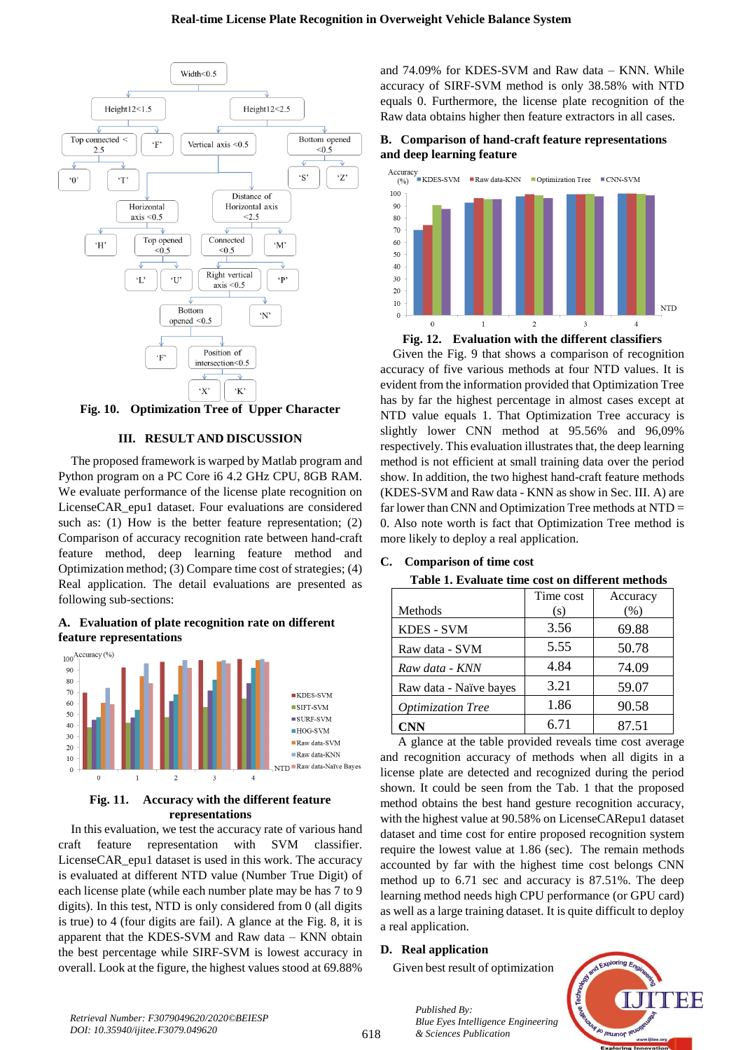Fig. 10. Optimization Tree of Upper Character

## III. RESULT AND DISCUSSION

The proposed framework is warped by Matlab program and Python program on a PC Core i6 4.2 GHz CPU, 8GB RAM. We evaluate performance of the license plate recognition on LicenseCAR_epu1 dataset. Four evaluations are considered such as: (1) How is the better feature representation; (2) Comparison of accuracy recognition rate between hand-craft feature method, deep learning feature method and Optimization method; (3) Compare time cost of strategies; (4) Real application. The detail evaluations are presented as following sub-sections:

### A. Evaluation of plate recognition rate on different feature representations

Fig. 11. Accuracy with the different feature representations

In this evaluation, we test the accuracy rate of various hand craft feature representation with SVM classifier. LicenseCAR_epu1 dataset is used in this work. The accuracy is evaluated at different NTD value (Number True Digit) of each license plate (while each number plate may be has 7 to 9 digits). In this test, NTD is only considered from 0 (all digits is true) to 4 (four digits are fail). A glance at the Fig. 8, it is apparent that the KDES-SVM and Raw data – KNN obtain the best percentage while SIRF-SVM is lowest accuracy in overall. Look at the figure, the highest values stood at 69.88% and 74.09% for KDES-SVM and Raw data – KNN. While accuracy of SIRF-SVM method is only 38.58% with NTD equals 0. Furthermore, the license plate recognition of the Raw data obtains higher then feature extractors in all cases.

### B. Comparison of hand-craft feature representations and deep learning feature

Fig. 12. Evaluation with the different classifiers

Given the Fig. 9 that shows a comparison of recognition accuracy of five various methods at four NTD values. It is evident from the information provided that Optimization Tree has by far the highest percentage in almost cases except at NTD value equals 1. That Optimization Tree accuracy is slightly lower CNN method at 95.56% and 96,09% respectively. This evaluation illustrates that, the deep learning method is not efficient at small training data over the period show. In addition, the two highest hand-craft feature methods (KDES-SVM and Raw data - KNN as show in Sec. III. A) are far lower than CNN and Optimization Tree methods at NTD = 0. Also note worth is fact that Optimization Tree method is more likely to deploy a real application.

### C. Comparison of time cost

Table 1. Evaluate time cost on different methods

| Methods | Time cost (s) | Accuracy (%) |
|---|---|---|
| KDES - SVM | 3.56 | 69.88 |
| Raw data - SVM | 5.55 | 50.78 |
| *Raw data - KNN* | 4.84 | 74.09 |
| Raw data - Naïve bayes | 3.21 | 59.07 |
| *Optimization Tree* | 1.86 | 90.58 |
| **CNN** | 6.71 | 87.51 |

A glance at the table provided reveals time cost average and recognition accuracy of methods when all digits in a license plate are detected and recognized during the period shown. It could be seen from the Tab. 1 that the proposed method obtains the best hand gesture recognition accuracy, with the highest value at 90.58% on LicenseCARepu1 dataset dataset and time cost for entire proposed recognition system require the lowest value at 1.86 (sec). The remain methods accounted by far with the highest time cost belongs CNN method up to 6.71 sec and accuracy is 87.51%. The deep learning method needs high CPU performance (or GPU card) as well as a large training dataset. It is quite difficult to deploy a real application.

### D. Real application

Given best result of optimization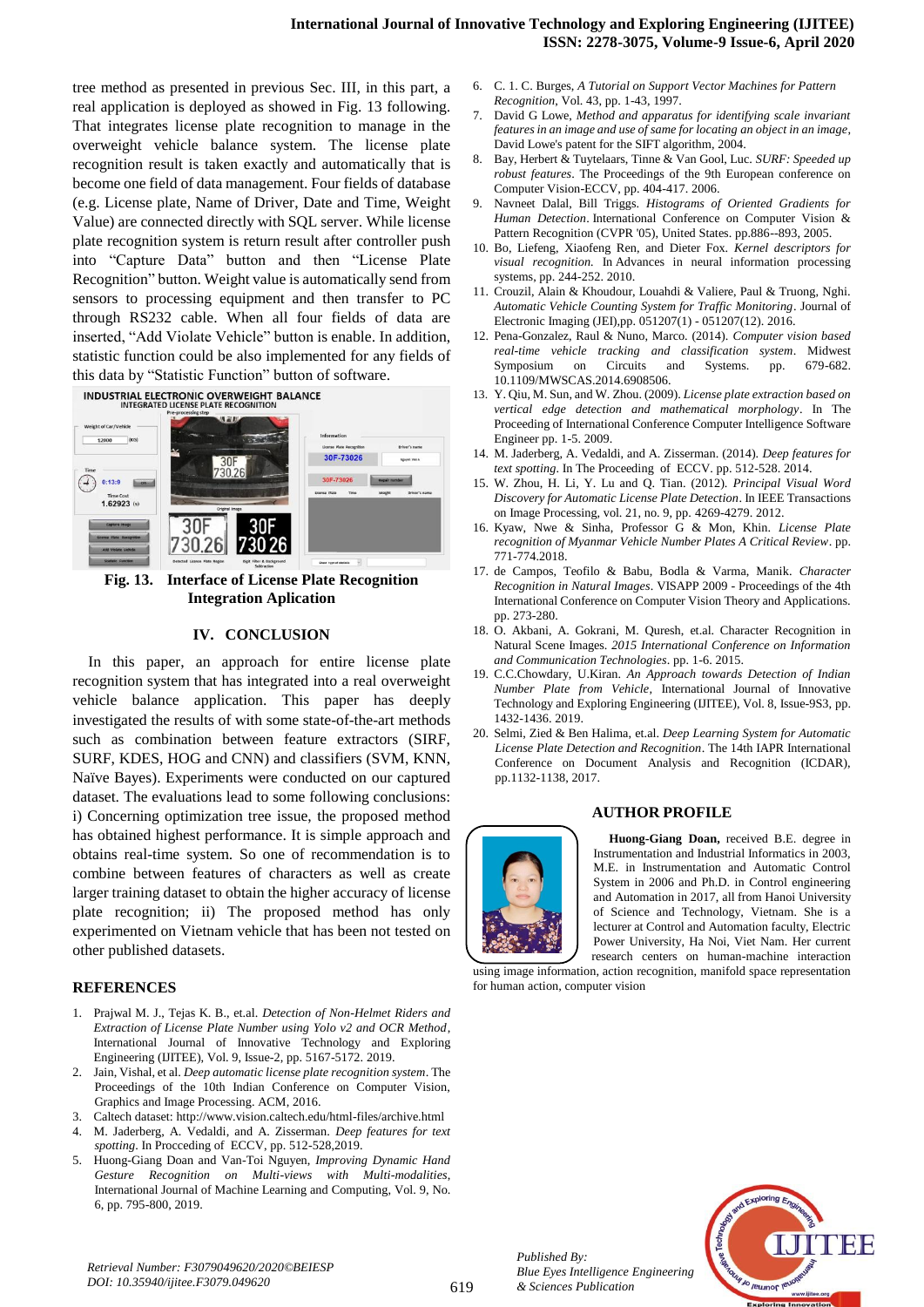tree method as presented in previous Sec. III, in this part, a real application is deployed as showed in Fig. 13 following. That integrates license plate recognition to manage in the overweight vehicle balance system. The license plate recognition result is taken exactly and automatically that is become one field of data management. Four fields of database (e.g. License plate, Name of Driver, Date and Time, Weight Value) are connected directly with SQL server. While license plate recognition system is return result after controller push into "Capture Data" button and then "License Plate Recognition" button. Weight value is automatically send from sensors to processing equipment and then transfer to PC through RS232 cable. When all four fields of data are inserted, "Add Violate Vehicle" button is enable. In addition, statistic function could be also implemented for any fields of this data by "Statistic Function" button of software.

**Fig. 13. Interface of License Plate Recognition Integration Aplication**

## IV. CONCLUSION

In this paper, an approach for entire license plate recognition system that has integrated into a real overweight vehicle balance application. This paper has deeply investigated the results of with some state-of-the-art methods such as combination between feature extractors (SIRF, SURF, KDES, HOG and CNN) and classifiers (SVM, KNN, Naïve Bayes). Experiments were conducted on our captured dataset. The evaluations lead to some following conclusions: i) Concerning optimization tree issue, the proposed method has obtained highest performance. It is simple approach and obtains real-time system. So one of recommendation is to combine between features of characters as well as create larger training dataset to obtain the higher accuracy of license plate recognition; ii) The proposed method has only experimented on Vietnam vehicle that has been not tested on other published datasets.

## REFERENCES

1. Prajwal M. J., Tejas K. B., et.al. *Detection of Non-Helmet Riders and Extraction of License Plate Number using Yolo v2 and OCR Method*, International Journal of Innovative Technology and Exploring Engineering (IJITEE), Vol. 9, Issue-2, pp. 5167-5172. 2019.
2. Jain, Vishal, et al. *Deep automatic license plate recognition system*. The Proceedings of the 10th Indian Conference on Computer Vision, Graphics and Image Processing. ACM, 2016.
3. Caltech dataset: http://www.vision.caltech.edu/html-files/archive.html
4. M. Jaderberg, A. Vedaldi, and A. Zisserman. *Deep features for text spotting*. In Procceding of ECCV, pp. 512-528,2019.
5. Huong-Giang Doan and Van-Toi Nguyen, *Improving Dynamic Hand Gesture Recognition on Multi-views with Multi-modalities*, International Journal of Machine Learning and Computing, Vol. 9, No. 6, pp. 795-800, 2019.
6. C. 1. C. Burges, *A Tutorial on Support Vector Machines for Pattern Recognition*, Vol. 43, pp. 1-43, 1997.
7. David G Lowe, *Method and apparatus for identifying scale invariant features in an image and use of same for locating an object in an image*, David Lowe's patent for the SIFT algorithm, 2004.
8. Bay, Herbert & Tuytelaars, Tinne & Van Gool, Luc. *SURF: Speeded up robust features*. The Proceedings of the 9th European conference on Computer Vision-ECCV, pp. 404-417. 2006.
9. Navneet Dalal, Bill Triggs. *Histograms of Oriented Gradients for Human Detection*. International Conference on Computer Vision & Pattern Recognition (CVPR '05), United States. pp.886--893, 2005.
10. Bo, Liefeng, Xiaofeng Ren, and Dieter Fox. *Kernel descriptors for visual recognition.* In Advances in neural information processing systems, pp. 244-252. 2010.
11. Crouzil, Alain & Khoudour, Louahdi & Valiere, Paul & Truong, Nghi. *Automatic Vehicle Counting System for Traffic Monitoring*. Journal of Electronic Imaging (JEI),pp. 051207(1) - 051207(12). 2016.
12. Pena-Gonzalez, Raul & Nuno, Marco. (2014). *Computer vision based real-time vehicle tracking and classification system*. Midwest Symposium on Circuits and Systems. pp. 679-682. 10.1109/MWSCAS.2014.6908506.
13. Y. Qiu, M. Sun, and W. Zhou. (2009). *License plate extraction based on vertical edge detection and mathematical morphology*. In The Proceeding of International Conference Computer Intelligence Software Engineer pp. 1-5. 2009.
14. M. Jaderberg, A. Vedaldi, and A. Zisserman. (2014). *Deep features for text spotting*. In The Proceeding of ECCV. pp. 512-528. 2014.
15. W. Zhou, H. Li, Y. Lu and Q. Tian. (2012). *Principal Visual Word Discovery for Automatic License Plate Detection*. In IEEE Transactions on Image Processing, vol. 21, no. 9, pp. 4269-4279. 2012.
16. Kyaw, Nwe & Sinha, Professor G & Mon, Khin. *License Plate recognition of Myanmar Vehicle Number Plates A Critical Review*. pp. 771-774.2018.
17. de Campos, Teofilo & Babu, Bodla & Varma, Manik. *Character Recognition in Natural Images*. VISAPP 2009 - Proceedings of the 4th International Conference on Computer Vision Theory and Applications. pp. 273-280.
18. O. Akbani, A. Gokrani, M. Quresh, et.al. Character Recognition in Natural Scene Images. *2015 International Conference on Information and Communication Technologies*. pp. 1-6. 2015.
19. C.C.Chowdary, U.Kiran. *An Approach towards Detection of Indian Number Plate from Vehicle*, International Journal of Innovative Technology and Exploring Engineering (IJITEE), Vol. 8, Issue-9S3, pp. 1432-1436. 2019.
20. Selmi, Zied & Ben Halima, et.al. *Deep Learning System for Automatic License Plate Detection and Recognition*. The 14th IAPR International Conference on Document Analysis and Recognition (ICDAR), pp.1132-1138, 2017.

## AUTHOR PROFILE

**Huong-Giang Doan,** received B.E. degree in Instrumentation and Industrial Informatics in 2003, M.E. in Instrumentation and Automatic Control System in 2006 and Ph.D. in Control engineering and Automation in 2017, all from Hanoi University of Science and Technology, Vietnam. She is a lecturer at Control and Automation faculty, Electric Power University, Ha Noi, Viet Nam. Her current research centers on human-machine interaction using image information, action recognition, manifold space representation for human action, computer vision